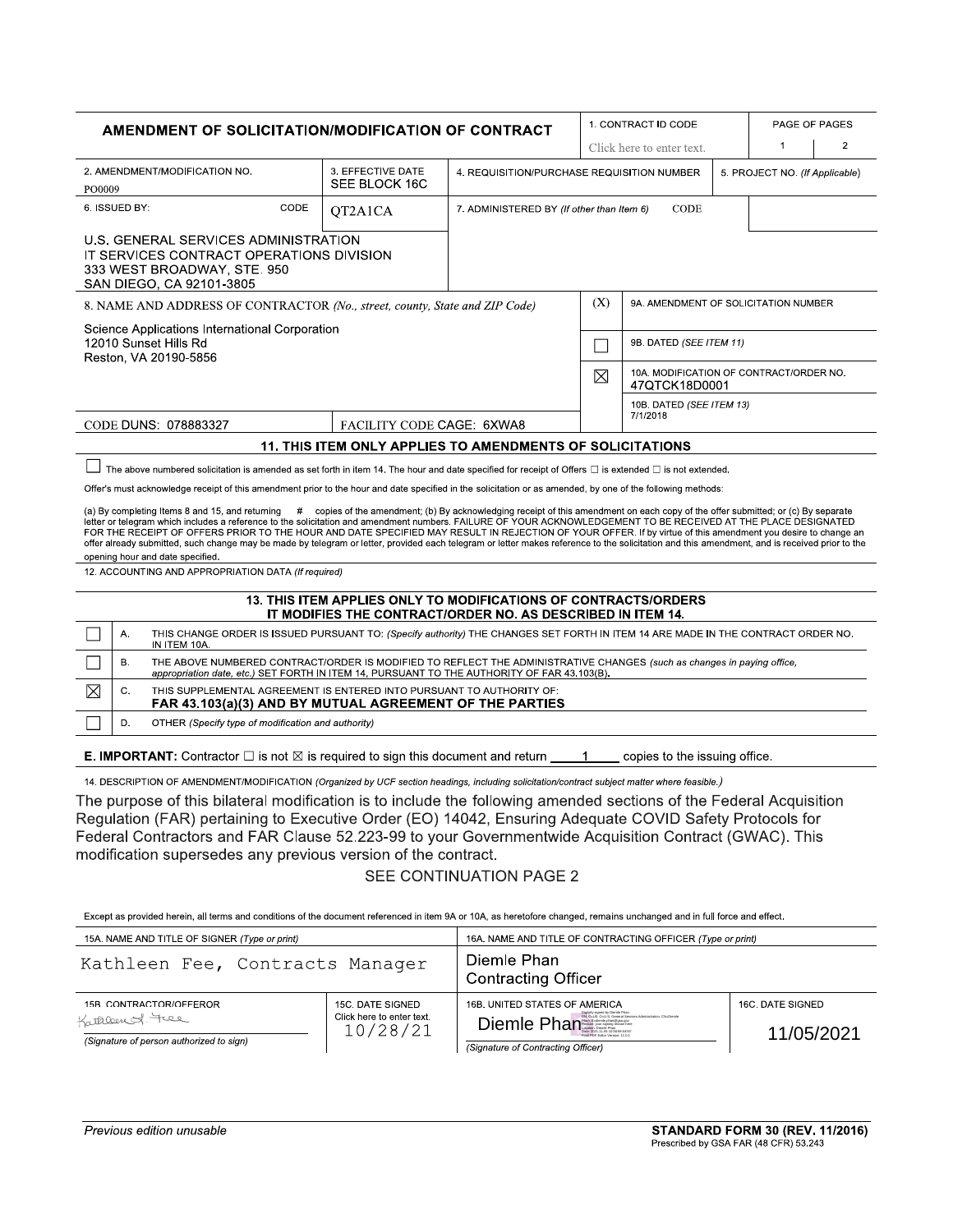# AMENDMENT OF SOLICITATION/MODIFICATION OF CONTRACT

| 1. CONTRACT ID CODE | PAGE OF PAGES | |
|---|---|---|
| Click here to enter text. | 1 | 2 |

| 2. AMENDMENT/MODIFICATION NO. | 3. EFFECTIVE DATE | 4. REQUISITION/PURCHASE REQUISITION NUMBER | 5. PROJECT NO. (If Applicable) |
|---|---|---|---|
| PO0009 | SEE BLOCK 16C | | |

| 6. ISSUED BY: CODE | QT2A1CA | 7. ADMINISTERED BY (If other than Item 6) CODE |
|---|---|---|
| U.S. GENERAL SERVICES ADMINISTRATION<br>IT SERVICES CONTRACT OPERATIONS DIVISION<br>333 WEST BROADWAY, STE. 950<br>SAN DIEGO, CA 92101-3805 | | |

8. NAME AND ADDRESS OF CONTRACTOR (No., street, county, State and ZIP Code)

Science Applications International Corporation
12010 Sunset Hills Rd
Reston, VA 20190-5856

CODE DUNS: 078883327 FACILITY CODE CAGE: 6XWA8

| (X) | |
|---|---|
| | 9A. AMENDMENT OF SOLICITATION NUMBER |
| ☐ | 9B. DATED (SEE ITEM 11) |
| ☒ | 10A. MODIFICATION OF CONTRACT/ORDER NO. 47QTCK18D0001 |
| | 10B. DATED (SEE ITEM 13) 7/1/2018 |

## 11. THIS ITEM ONLY APPLIES TO AMENDMENTS OF SOLICITATIONS

☐ The above numbered solicitation is amended as set forth in item 14. The hour and date specified for receipt of Offers ☐ is extended ☐ is not extended.

Offer's must acknowledge receipt of this amendment prior to the hour and date specified in the solicitation or as amended, by one of the following methods:

(a) By completing Items 8 and 15, and returning # copies of the amendment; (b) By acknowledging receipt of this amendment on each copy of the offer submitted; or (c) By separate letter or telegram which includes a reference to the solicitation and amendment numbers. FAILURE OF YOUR ACKNOWLEDGEMENT TO BE RECEIVED AT THE PLACE DESIGNATED FOR THE RECEIPT OF OFFERS PRIOR TO THE HOUR AND DATE SPECIFIED MAY RESULT IN REJECTION OF YOUR OFFER. If by virtue of this amendment you desire to change an offer already submitted, such change may be made by telegram or letter, provided each telegram or letter makes reference to the solicitation and this amendment, and is received prior to the opening hour and date specified.

12. ACCOUNTING AND APPROPRIATION DATA (If required)

## 13. THIS ITEM APPLIES ONLY TO MODIFICATIONS OF CONTRACTS/ORDERS IT MODIFIES THE CONTRACT/ORDER NO. AS DESCRIBED IN ITEM 14.

| | | |
|---|---|---|
| ☐ | A. | THIS CHANGE ORDER IS ISSUED PURSUANT TO: (Specify authority) THE CHANGES SET FORTH IN ITEM 14 ARE MADE IN THE CONTRACT ORDER NO. IN ITEM 10A. |
| ☐ | B. | THE ABOVE NUMBERED CONTRACT/ORDER IS MODIFIED TO REFLECT THE ADMINISTRATIVE CHANGES (such as changes in paying office, appropriation date, etc.) SET FORTH IN ITEM 14, PURSUANT TO THE AUTHORITY OF FAR 43.103(B). |
| ☒ | C. | THIS SUPPLEMENTAL AGREEMENT IS ENTERED INTO PURSUANT TO AUTHORITY OF: **FAR 43.103(a)(3) AND BY MUTUAL AGREEMENT OF THE PARTIES** |
| ☐ | D. | OTHER (Specify type of modification and authority) |

**E. IMPORTANT:** Contractor ☐ is not ☒ is required to sign this document and return 1 copies to the issuing office.

14. DESCRIPTION OF AMENDMENT/MODIFICATION (Organized by UCF section headings, including solicitation/contract subject matter where feasible.)

The purpose of this bilateral modification is to include the following amended sections of the Federal Acquisition Regulation (FAR) pertaining to Executive Order (EO) 14042, Ensuring Adequate COVID Safety Protocols for Federal Contractors and FAR Clause 52.223-99 to your Governmentwide Acquisition Contract (GWAC). This modification supersedes any previous version of the contract.

SEE CONTINUATION PAGE 2

Except as provided herein, all terms and conditions of the document referenced in item 9A or 10A, as heretofore changed, remains unchanged and in full force and effect.

| 15A. NAME AND TITLE OF SIGNER (Type or print) | | 16A. NAME AND TITLE OF CONTRACTING OFFICER (Type or print) | |
|---|---|---|---|
| Kathleen Fee, Contracts Manager | | Diemle Phan<br>Contracting Officer | |
| 15B. CONTRACTOR/OFFEROR | 15C. DATE SIGNED | 16B. UNITED STATES OF AMERICA | 16C. DATE SIGNED |
| Kathleen Fee<br>(Signature of person authorized to sign) | Click here to enter text.<br>10/28/21 | Diemle Phan<br>(Signature of Contracting Officer) | 11/05/2021 |

Previous edition unusable

**STANDARD FORM 30 (REV. 11/2016)**
Prescribed by GSA FAR (48 CFR) 53.243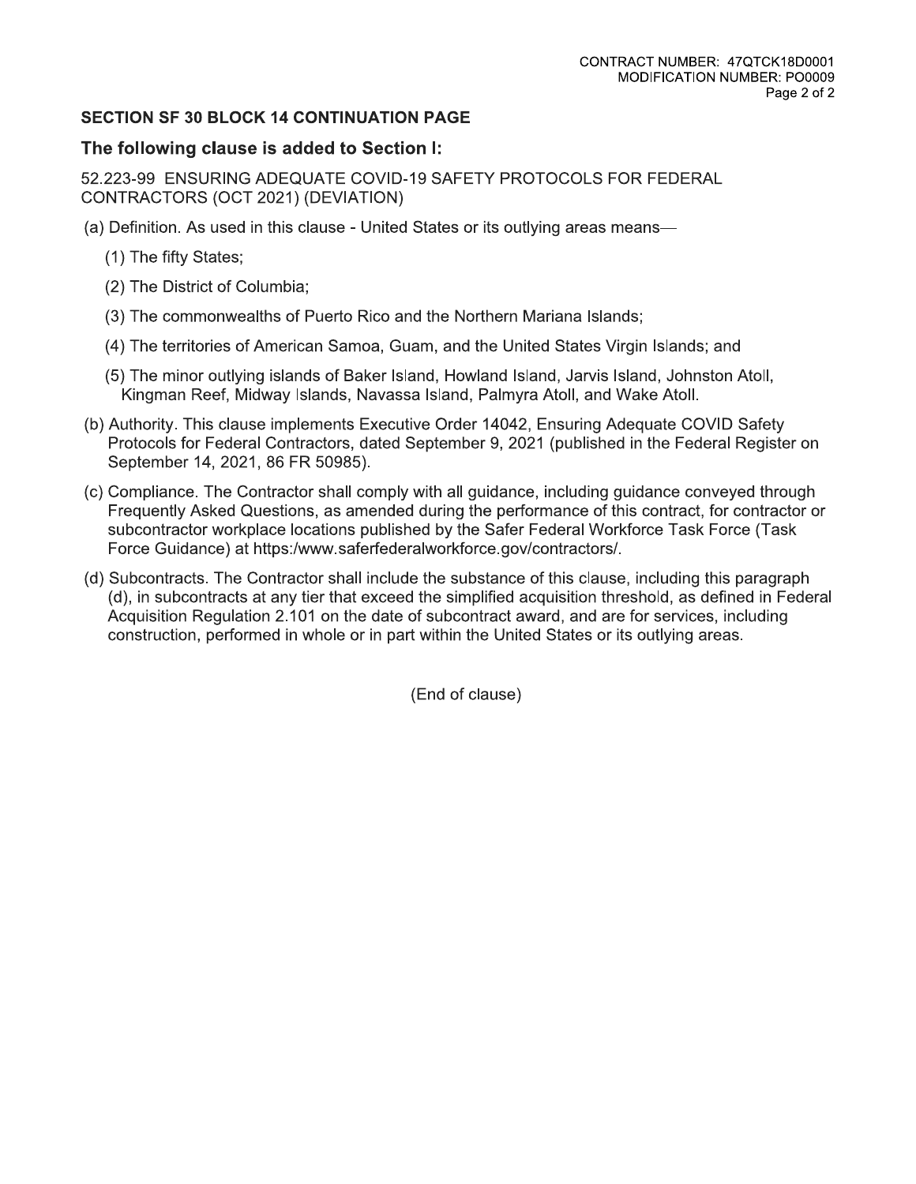CONTRACT NUMBER: 47QTCK18D0001
MODIFICATION NUMBER: PO0009

## SECTION SF 30 BLOCK 14 CONTINUATION PAGE

### The following clause is added to Section I:

52.223-99 ENSURING ADEQUATE COVID-19 SAFETY PROTOCOLS FOR FEDERAL CONTRACTORS (OCT 2021) (DEVIATION)

(a) Definition. As used in this clause - United States or its outlying areas means—

(1) The fifty States;

(2) The District of Columbia;

(3) The commonwealths of Puerto Rico and the Northern Mariana Islands;

(4) The territories of American Samoa, Guam, and the United States Virgin Islands; and

(5) The minor outlying islands of Baker Island, Howland Island, Jarvis Island, Johnston Atoll, Kingman Reef, Midway Islands, Navassa Island, Palmyra Atoll, and Wake Atoll.

(b) Authority. This clause implements Executive Order 14042, Ensuring Adequate COVID Safety Protocols for Federal Contractors, dated September 9, 2021 (published in the Federal Register on September 14, 2021, 86 FR 50985).

(c) Compliance. The Contractor shall comply with all guidance, including guidance conveyed through Frequently Asked Questions, as amended during the performance of this contract, for contractor or subcontractor workplace locations published by the Safer Federal Workforce Task Force (Task Force Guidance) at https:/www.saferfederalworkforce.gov/contractors/.

(d) Subcontracts. The Contractor shall include the substance of this clause, including this paragraph (d), in subcontracts at any tier that exceed the simplified acquisition threshold, as defined in Federal Acquisition Regulation 2.101 on the date of subcontract award, and are for services, including construction, performed in whole or in part within the United States or its outlying areas.

(End of clause)